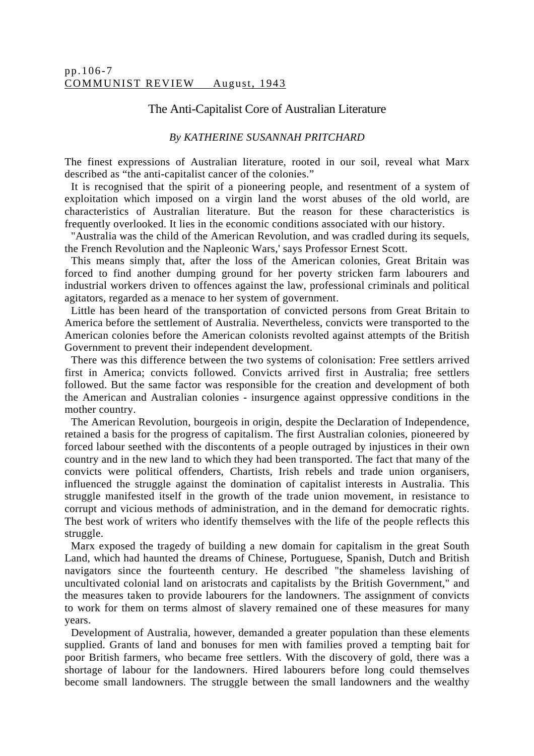pp.106-7
COMMUNIST REVIEW August, 1943

# The Anti-Capitalist Core of Australian Literature

*By KATHERINE SUSANNAH PRITCHARD*

The finest expressions of Australian literature, rooted in our soil, reveal what Marx described as "the anti-capitalist cancer of the colonies."

It is recognised that the spirit of a pioneering people, and resentment of a system of exploitation which imposed on a virgin land the worst abuses of the old world, are characteristics of Australian literature. But the reason for these characteristics is frequently overlooked. It lies in the economic conditions associated with our history.

"Australia was the child of the American Revolution, and was cradled during its sequels, the French Revolution and the Napleonic Wars,' says Professor Ernest Scott.

This means simply that, after the loss of the American colonies, Great Britain was forced to find another dumping ground for her poverty stricken farm labourers and industrial workers driven to offences against the law, professional criminals and political agitators, regarded as a menace to her system of government.

Little has been heard of the transportation of convicted persons from Great Britain to America before the settlement of Australia. Nevertheless, convicts were transported to the American colonies before the American colonists revolted against attempts of the British Government to prevent their independent development.

There was this difference between the two systems of colonisation: Free settlers arrived first in America; convicts followed. Convicts arrived first in Australia; free settlers followed. But the same factor was responsible for the creation and development of both the American and Australian colonies - insurgence against oppressive conditions in the mother country.

The American Revolution, bourgeois in origin, despite the Declaration of Independence, retained a basis for the progress of capitalism. The first Australian colonies, pioneered by forced labour seethed with the discontents of a people outraged by injustices in their own country and in the new land to which they had been transported. The fact that many of the convicts were political offenders, Chartists, Irish rebels and trade union organisers, influenced the struggle against the domination of capitalist interests in Australia. This struggle manifested itself in the growth of the trade union movement, in resistance to corrupt and vicious methods of administration, and in the demand for democratic rights. The best work of writers who identify themselves with the life of the people reflects this struggle.

Marx exposed the tragedy of building a new domain for capitalism in the great South Land, which had haunted the dreams of Chinese, Portuguese, Spanish, Dutch and British navigators since the fourteenth century. He described "the shameless lavishing of uncultivated colonial land on aristocrats and capitalists by the British Government," and the measures taken to provide labourers for the landowners. The assignment of convicts to work for them on terms almost of slavery remained one of these measures for many years.

Development of Australia, however, demanded a greater population than these elements supplied. Grants of land and bonuses for men with families proved a tempting bait for poor British farmers, who became free settlers. With the discovery of gold, there was a shortage of labour for the landowners. Hired labourers before long could themselves become small landowners. The struggle between the small landowners and the wealthy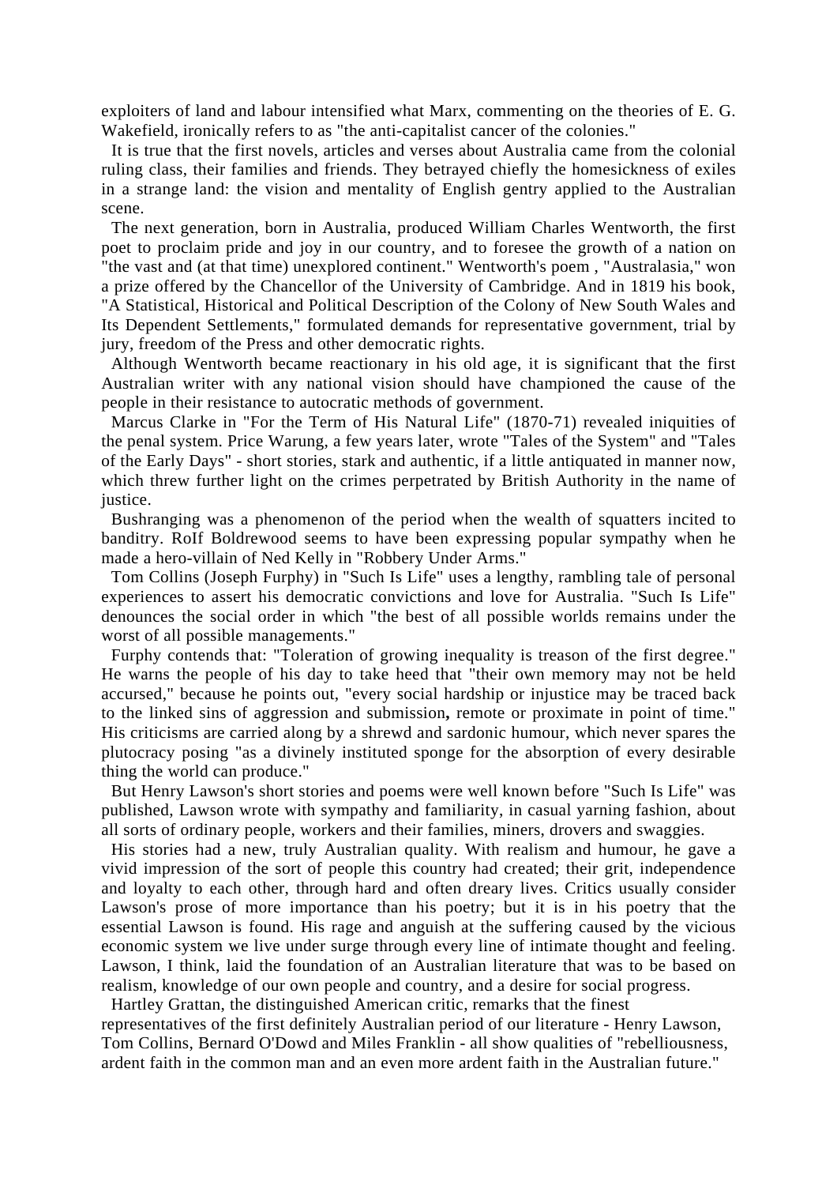exploiters of land and labour intensified what Marx, commenting on the theories of E. G. Wakefield, ironically refers to as "the anti-capitalist cancer of the colonies."

It is true that the first novels, articles and verses about Australia came from the colonial ruling class, their families and friends. They betrayed chiefly the homesickness of exiles in a strange land: the vision and mentality of English gentry applied to the Australian scene.

The next generation, born in Australia, produced William Charles Wentworth, the first poet to proclaim pride and joy in our country, and to foresee the growth of a nation on "the vast and (at that time) unexplored continent." Wentworth's poem , "Australasia," won a prize offered by the Chancellor of the University of Cambridge. And in 1819 his book, "A Statistical, Historical and Political Description of the Colony of New South Wales and Its Dependent Settlements," formulated demands for representative government, trial by jury, freedom of the Press and other democratic rights.

Although Wentworth became reactionary in his old age, it is significant that the first Australian writer with any national vision should have championed the cause of the people in their resistance to autocratic methods of government.

Marcus Clarke in "For the Term of His Natural Life" (1870-71) revealed iniquities of the penal system. Price Warung, a few years later, wrote "Tales of the System" and "Tales of the Early Days" - short stories, stark and authentic, if a little antiquated in manner now, which threw further light on the crimes perpetrated by British Authority in the name of justice.

Bushranging was a phenomenon of the period when the wealth of squatters incited to banditry. RoIf Boldrewood seems to have been expressing popular sympathy when he made a hero-villain of Ned Kelly in "Robbery Under Arms."

Tom Collins (Joseph Furphy) in "Such Is Life" uses a lengthy, rambling tale of personal experiences to assert his democratic convictions and love for Australia. "Such Is Life" denounces the social order in which "the best of all possible worlds remains under the worst of all possible managements."

Furphy contends that: "Toleration of growing inequality is treason of the first degree." He warns the people of his day to take heed that "their own memory may not be held accursed," because he points out, "every social hardship or injustice may be traced back to the linked sins of aggression and submission**,** remote or proximate in point of time." His criticisms are carried along by a shrewd and sardonic humour, which never spares the plutocracy posing "as a divinely instituted sponge for the absorption of every desirable thing the world can produce."

But Henry Lawson's short stories and poems were well known before "Such Is Life" was published, Lawson wrote with sympathy and familiarity, in casual yarning fashion, about all sorts of ordinary people, workers and their families, miners, drovers and swaggies.

His stories had a new, truly Australian quality. With realism and humour, he gave a vivid impression of the sort of people this country had created; their grit, independence and loyalty to each other, through hard and often dreary lives. Critics usually consider Lawson's prose of more importance than his poetry; but it is in his poetry that the essential Lawson is found. His rage and anguish at the suffering caused by the vicious economic system we live under surge through every line of intimate thought and feeling. Lawson, I think, laid the foundation of an Australian literature that was to be based on realism, knowledge of our own people and country, and a desire for social progress.

Hartley Grattan, the distinguished American critic, remarks that the finest representatives of the first definitely Australian period of our literature - Henry Lawson, Tom Collins, Bernard O'Dowd and Miles Franklin - all show qualities of "rebelliousness, ardent faith in the common man and an even more ardent faith in the Australian future."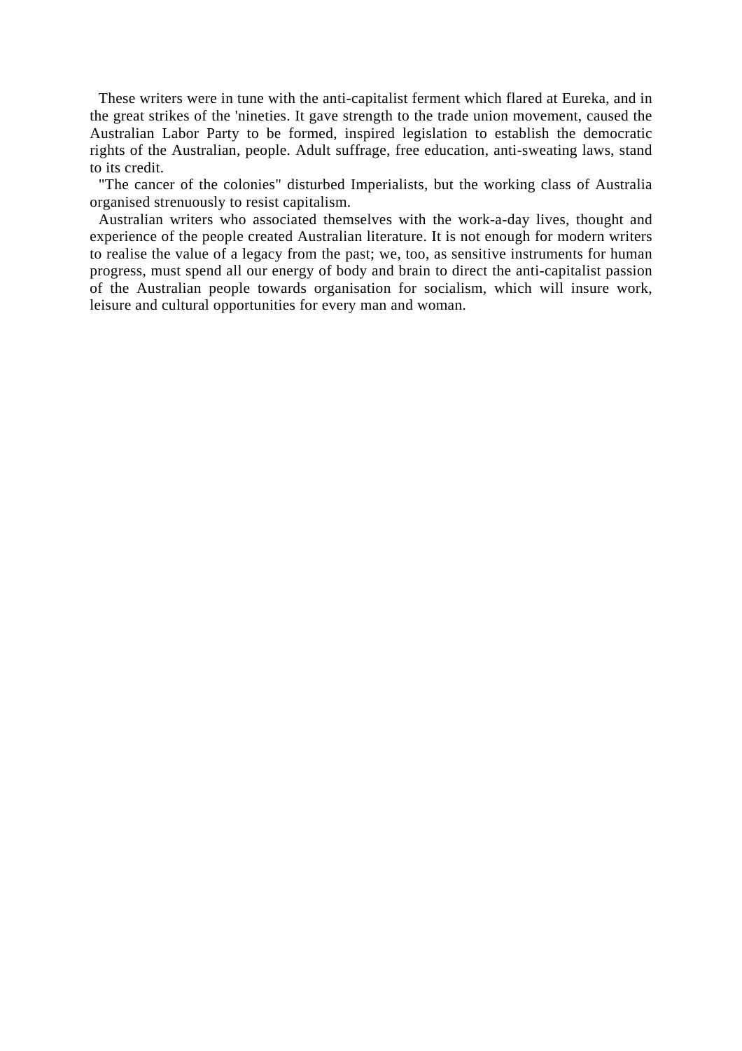These writers were in tune with the anti-capitalist ferment which flared at Eureka, and in the great strikes of the 'nineties. It gave strength to the trade union movement, caused the Australian Labor Party to be formed, inspired legislation to establish the democratic rights of the Australian, people. Adult suffrage, free education, anti-sweating laws, stand to its credit.

"The cancer of the colonies" disturbed Imperialists, but the working class of Australia organised strenuously to resist capitalism.

Australian writers who associated themselves with the work-a-day lives, thought and experience of the people created Australian literature. It is not enough for modern writers to realise the value of a legacy from the past; we, too, as sensitive instruments for human progress, must spend all our energy of body and brain to direct the anti-capitalist passion of the Australian people towards organisation for socialism, which will insure work, leisure and cultural opportunities for every man and woman.